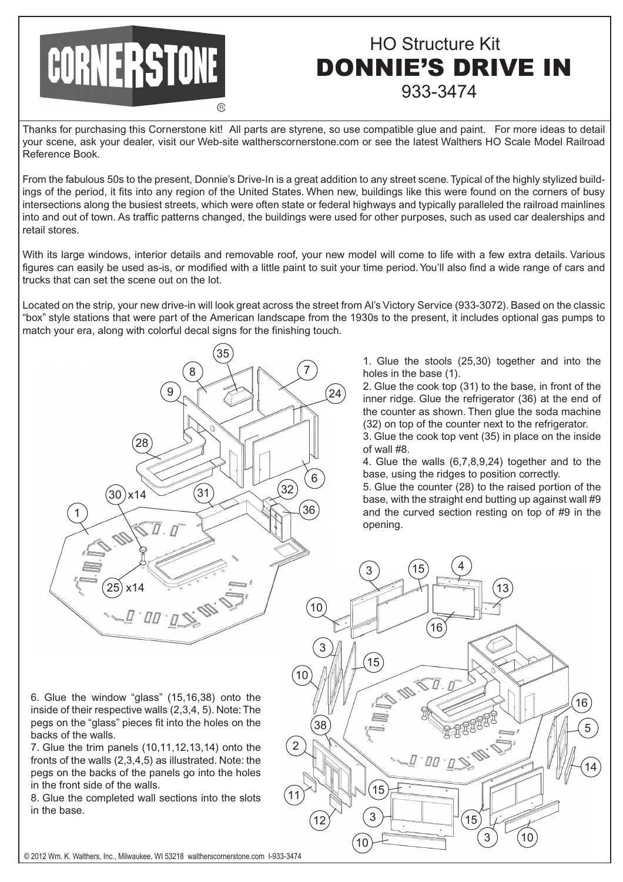# CORNERSTONE®

## HO Structure Kit
# DONNIE'S DRIVE IN
933-3474

Thanks for purchasing this Cornerstone kit! All parts are styrene, so use compatible glue and paint. For more ideas to detail your scene, ask your dealer, visit our Web-site waltherscornerstone.com or see the latest Walthers HO Scale Model Railroad Reference Book.

From the fabulous 50s to the present, Donnie's Drive-In is a great addition to any street scene. Typical of the highly stylized buildings of the period, it fits into any region of the United States. When new, buildings like this were found on the corners of busy intersections along the busiest streets, which were often state or federal highways and typically paralleled the railroad mainlines into and out of town. As traffic patterns changed, the buildings were used for other purposes, such as used car dealerships and retail stores.

With its large windows, interior details and removable roof, your new model will come to life with a few extra details. Various figures can easily be used as-is, or modified with a little paint to suit your time period. You'll also find a wide range of cars and trucks that can set the scene out on the lot.

Located on the strip, your new drive-in will look great across the street from Al's Victory Service (933-3072). Based on the classic "box" style stations that were part of the American landscape from the 1930s to the present, it includes optional gas pumps to match your era, along with colorful decal signs for the finishing touch.

1. Glue the stools (25,30) together and into the holes in the base (1).
2. Glue the cook top (31) to the base, in front of the inner ridge. Glue the refrigerator (36) at the end of the counter as shown. Then glue the soda machine (32) on top of the counter next to the refrigerator.
3. Glue the cook top vent (35) in place on the inside of wall #8.
4. Glue the walls (6,7,8,9,24) together and to the base, using the ridges to position correctly.
5. Glue the counter (28) to the raised portion of the base, with the straight end butting up against wall #9 and the curved section resting on top of #9 in the opening.

6. Glue the window "glass" (15,16,38) onto the inside of their respective walls (2,3,4, 5). Note: The pegs on the "glass" pieces fit into the holes on the backs of the walls.
7. Glue the trim panels (10,11,12,13,14) onto the fronts of the walls (2,3,4,5) as illustrated. Note: the pegs on the backs of the panels go into the holes in the front side of the walls.
8. Glue the completed wall sections into the slots in the base.

© 2012 Wm. K. Walthers, Inc., Milwaukee, WI 53218 waltherscornerstone.com I-933-3474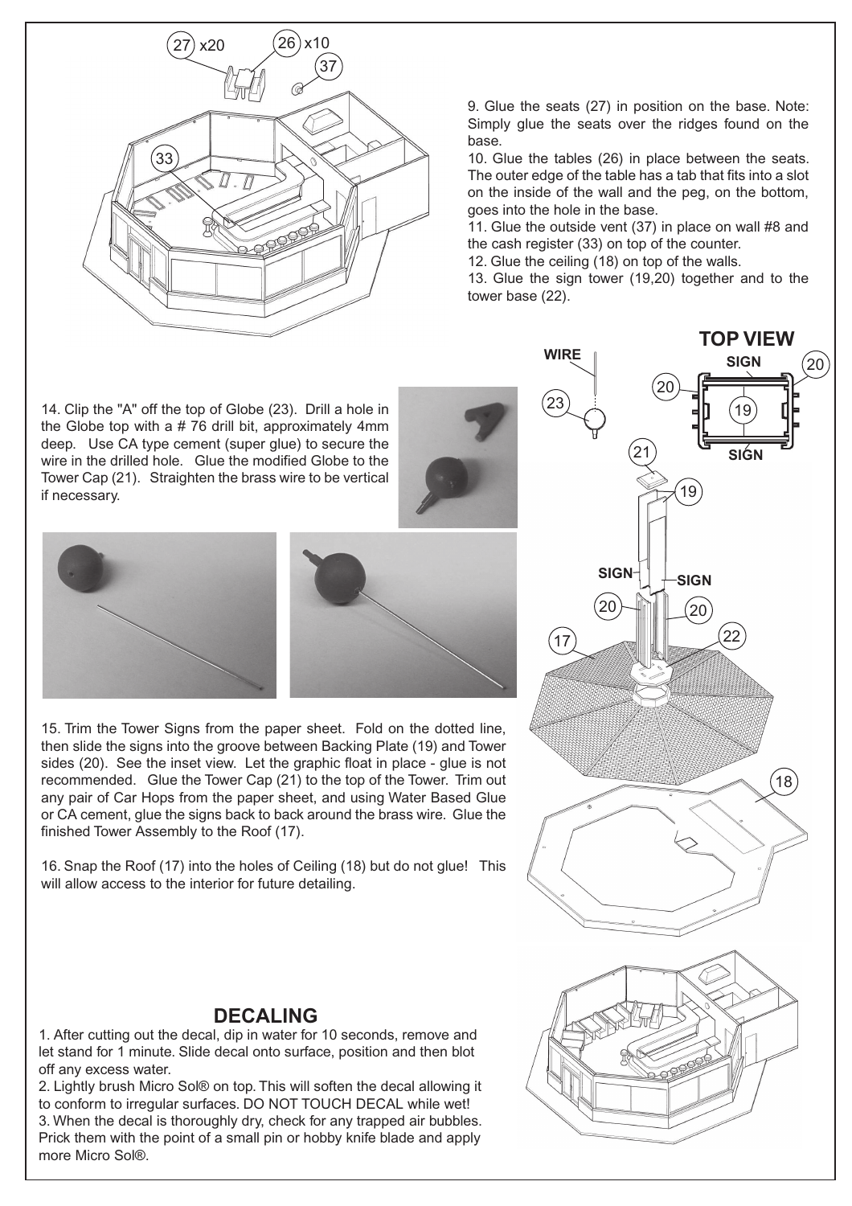9. Glue the seats (27) in position on the base. Note: Simply glue the seats over the ridges found on the base.
10. Glue the tables (26) in place between the seats. The outer edge of the table has a tab that fits into a slot on the inside of the wall and the peg, on the bottom, goes into the hole in the base.
11. Glue the outside vent (37) in place on wall #8 and the cash register (33) on top of the counter.
12. Glue the ceiling (18) on top of the walls.
13. Glue the sign tower (19,20) together and to the tower base (22).

14. Clip the "A" off the top of Globe (23). Drill a hole in the Globe top with a # 76 drill bit, approximately 4mm deep. Use CA type cement (super glue) to secure the wire in the drilled hole. Glue the modified Globe to the Tower Cap (21). Straighten the brass wire to be vertical if necessary.

15. Trim the Tower Signs from the paper sheet. Fold on the dotted line, then slide the signs into the groove between Backing Plate (19) and Tower sides (20). See the inset view. Let the graphic float in place - glue is not recommended. Glue the Tower Cap (21) to the top of the Tower. Trim out any pair of Car Hops from the paper sheet, and using Water Based Glue or CA cement, glue the signs back to back around the brass wire. Glue the finished Tower Assembly to the Roof (17).

16. Snap the Roof (17) into the holes of Ceiling (18) but do not glue! This will allow access to the interior for future detailing.

## DECALING

1. After cutting out the decal, dip in water for 10 seconds, remove and let stand for 1 minute. Slide decal onto surface, position and then blot off any excess water.
2. Lightly brush Micro Sol® on top. This will soften the decal allowing it to conform to irregular surfaces. DO NOT TOUCH DECAL while wet!
3. When the decal is thoroughly dry, check for any trapped air bubbles. Prick them with the point of a small pin or hobby knife blade and apply more Micro Sol®.